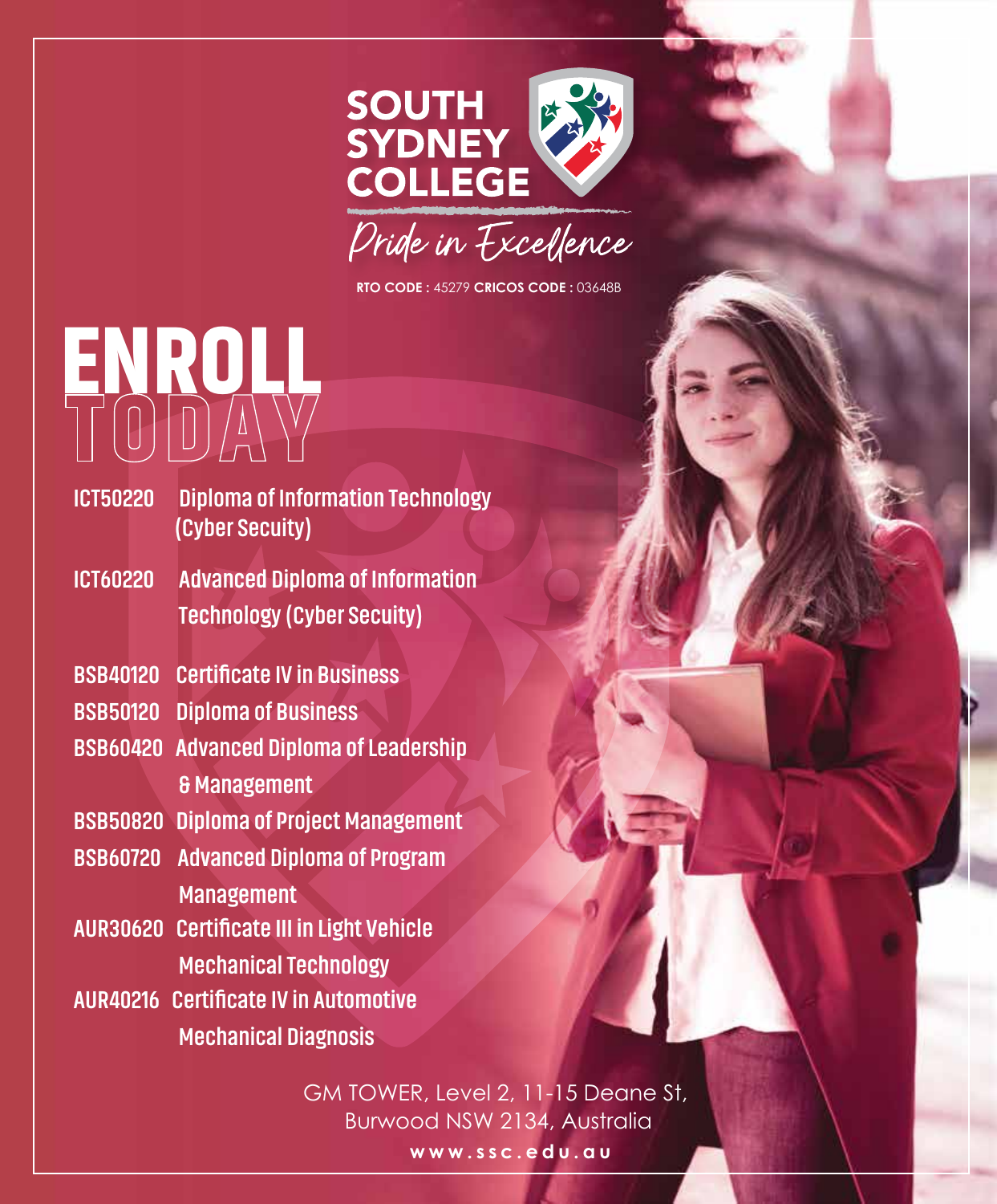# SOUTH SYDNEY COLLEGE

*Pride in Excellence*

**RTO CODE :** 45279 **CRICOS CODE :** 03648B

# ENROLL TODAY

- **ICT50220** Diploma of Information Technology (Cyber Secuity)
- **ICT60220** Advanced Diploma of Information Technology (Cyber Secuity)
- **BSB40120** Certificate IV in Business
- **BSB50120** Diploma of Business
- **BSB60420** Advanced Diploma of Leadership & Management
- **BSB50820** Diploma of Project Management
- **BSB60720** Advanced Diploma of Program Management
- **AUR30620** Certificate III in Light Vehicle Mechanical Technology
- **AUR40216** Certificate IV in Automotive Mechanical Diagnosis

GM TOWER, Level 2, 11-15 Deane St,
Burwood NSW 2134, Australia

**www.ssc.edu.au**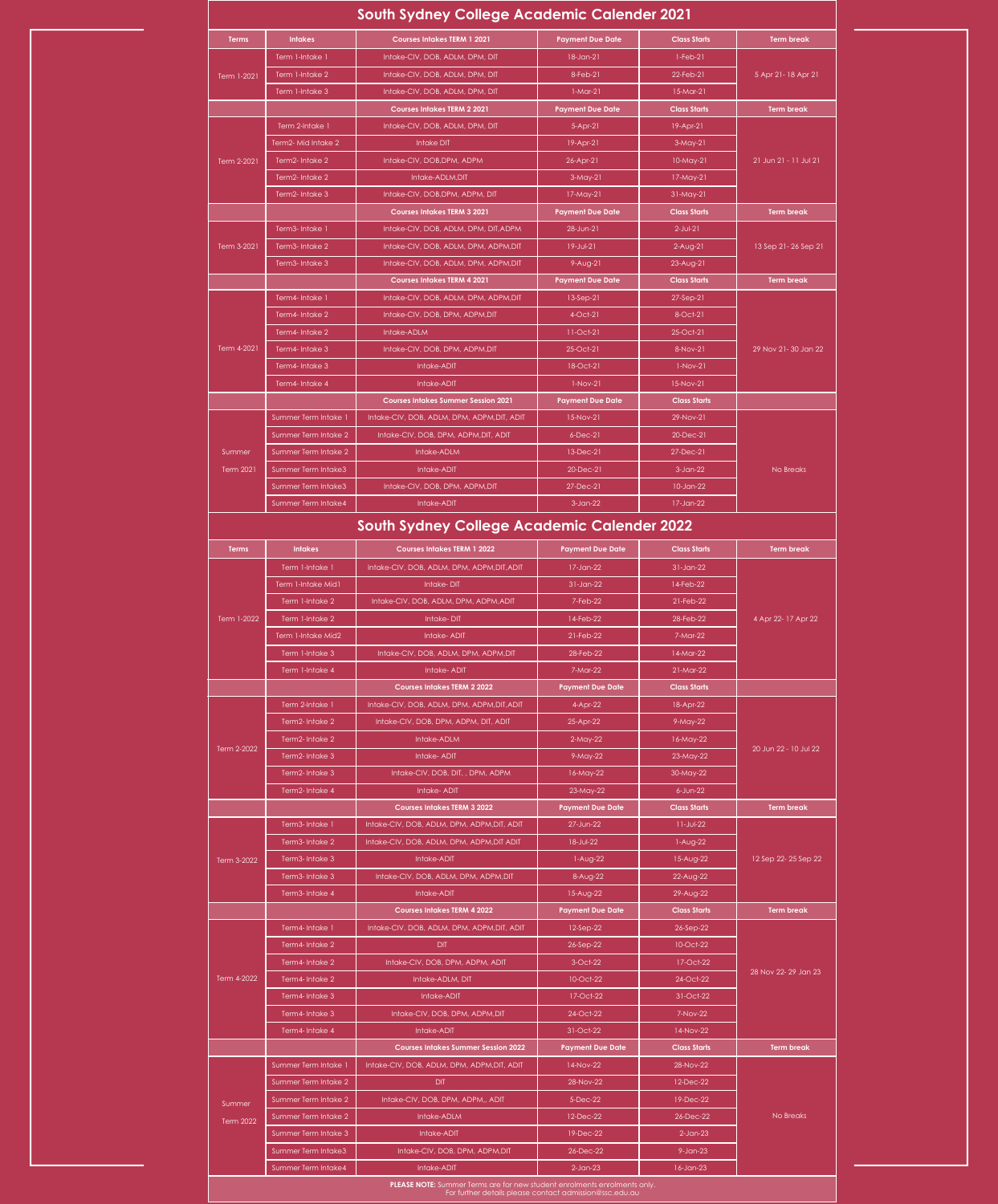# South Sydney College Academic Calender 2021

| Terms | Intakes | Courses Intakes TERM 1 2021 | Payment Due Date | Class Starts | Term break |
|---|---|---|---|---|---|
| Term 1-2021 | Term 1-Intake 1 | Intake-CIV, DOB, ADLM, DPM, DIT | 18-Jan-21 | 1-Feb-21 | 5 Apr 21- 18 Apr 21 |
| | Term 1-Intake 2 | Intake-CIV, DOB, ADLM, DPM, DIT | 8-Feb-21 | 22-Feb-21 | |
| | Term 1-Intake 3 | Intake-CIV, DOB, ADLM, DPM, DIT | 1-Mar-21 | 15-Mar-21 | |
| | | **Courses Intakes TERM 2 2021** | **Payment Due Date** | **Class Starts** | **Term break** |
| Term 2-2021 | Term 2-Intake 1 | Intake-CIV, DOB, ADLM, DPM, DIT | 5-Apr-21 | 19-Apr-21 | 21 Jun 21 - 11 Jul 21 |
| | Term2- Mid Intake 2 | Intake DIT | 19-Apr-21 | 3-May-21 | |
| | Term2- Intake 2 | Intake-CIV, DOB,DPM, ADPM | 26-Apr-21 | 10-May-21 | |
| | Term2- Intake 2 | Intake-ADLM,DIT | 3-May-21 | 17-May-21 | |
| | Term2- Intake 3 | Intake-CIV, DOB,DPM, ADPM, DIT | 17-May-21 | 31-May-21 | |
| | | **Courses Intakes TERM 3 2021** | **Payment Due Date** | **Class Starts** | **Term break** |
| Term 3-2021 | Term3- Intake 1 | Intake-CIV, DOB, ADLM, DPM, DIT,ADPM | 28-Jun-21 | 2-Jul-21 | 13 Sep 21- 26 Sep 21 |
| | Term3- Intake 2 | Intake-CIV, DOB, ADLM, DPM, ADPM,DIT | 19-Jul-21 | 2-Aug-21 | |
| | Term3- Intake 3 | Intake-CIV, DOB, ADLM, DPM, ADPM,DIT | 9-Aug-21 | 23-Aug-21 | |
| | | **Courses Intakes TERM 4 2021** | **Payment Due Date** | **Class Starts** | **Term break** |
| Term 4-2021 | Term4- Intake 1 | Intake-CIV, DOB, ADLM, DPM, ADPM,DIT | 13-Sep-21 | 27-Sep-21 | 29 Nov 21- 30 Jan 22 |
| | Term4- Intake 2 | Intake-CIV, DOB, DPM, ADPM,DIT | 4-Oct-21 | 8-Oct-21 | |
| | Term4- Intake 2 | Intake-ADLM | 11-Oct-21 | 25-Oct-21 | |
| | Term4- Intake 3 | Intake-CIV, DOB, DPM, ADPM,DIT | 25-Oct-21 | 8-Nov-21 | |
| | Term4- Intake 3 | Intake-ADIT | 18-Oct-21 | 1-Nov-21 | |
| | Term4- Intake 4 | Intake-ADIT | 1-Nov-21 | 15-Nov-21 | |
| | | **Courses Intakes Summer Session 2021** | **Payment Due Date** | **Class Starts** | |
| Summer Term 2021 | Summer Term Intake 1 | Intake-CIV, DOB, ADLM, DPM, ADPM,DIT, ADIT | 15-Nov-21 | 29-Nov-21 | No Breaks |
| | Summer Term Intake 2 | Intake-CIV, DOB, DPM, ADPM,DIT, ADIT | 6-Dec-21 | 20-Dec-21 | |
| | Summer Term Intake 2 | Intake-ADLM | 13-Dec-21 | 27-Dec-21 | |
| | Summer Term Intake3 | Intake-ADIT | 20-Dec-21 | 3-Jan-22 | |
| | Summer Term Intake3 | Intake-CIV, DOB, DPM, ADPM,DIT | 27-Dec-21 | 10-Jan-22 | |
| | Summer Term Intake4 | Intake-ADIT | 3-Jan-22 | 17-Jan-22 | |

# South Sydney College Academic Calender 2022

| Terms | Intakes | Courses Intakes TERM 1 2022 | Payment Due Date | Class Starts | Term break |
|---|---|---|---|---|---|
| Term 1-2022 | Term 1-Intake 1 | Intake-CIV, DOB, ADLM, DPM, ADPM,DIT,ADIT | 17-Jan-22 | 31-Jan-22 | 4 Apr 22- 17 Apr 22 |
| | Term 1-Intake Mid1 | Intake- DIT | 31-Jan-22 | 14-Feb-22 | |
| | Term 1-Intake 2 | Intake-CIV, DOB, ADLM, DPM, ADPM,ADIT | 7-Feb-22 | 21-Feb-22 | |
| | Term 1-Intake 2 | Intake- DIT | 14-Feb-22 | 28-Feb-22 | |
| | Term 1-Intake Mid2 | Intake- ADIT | 21-Feb-22 | 7-Mar-22 | |
| | Term 1-Intake 3 | Intake-CIV, DOB, ADLM, DPM, ADPM,DIT | 28-Feb-22 | 14-Mar-22 | |
| | Term 1-Intake 4 | Intake- ADIT | 7-Mar-22 | 21-Mar-22 | |
| | | **Courses Intakes TERM 2 2022** | **Payment Due Date** | **Class Starts** | |
| Term 2-2022 | Term 2-Intake 1 | Intake-CIV, DOB, ADLM, DPM, ADPM,DIT,ADIT | 4-Apr-22 | 18-Apr-22 | 20 Jun 22 - 10 Jul 22 |
| | Term2- Intake 2 | Intake-CIV, DOB, DPM, ADPM, DIT, ADIT | 25-Apr-22 | 9-May-22 | |
| | Term2- Intake 2 | Intake-ADLM | 2-May-22 | 16-May-22 | |
| | Term2- Intake 3 | Intake- ADIT | 9-May-22 | 23-May-22 | |
| | Term2- Intake 3 | Intake-CIV, DOB, DIT, , DPM, ADPM | 16-May-22 | 30-May-22 | |
| | Term2- Intake 4 | Intake- ADIT | 23-May-22 | 6-Jun-22 | |
| | | **Courses Intakes TERM 3 2022** | **Payment Due Date** | **Class Starts** | **Term break** |
| Term 3-2022 | Term3- Intake 1 | Intake-CIV, DOB, ADLM, DPM, ADPM,DIT, ADIT | 27-Jun-22 | 11-Jul-22 | 12 Sep 22- 25 Sep 22 |
| | Term3- Intake 2 | Intake-CIV, DOB, ADLM, DPM, ADPM,DIT ADIT | 18-Jul-22 | 1-Aug-22 | |
| | Term3- Intake 3 | Intake-ADIT | 1-Aug-22 | 15-Aug-22 | |
| | Term3- Intake 3 | Intake-CIV, DOB, ADLM, DPM, ADPM,DIT | 8-Aug-22 | 22-Aug-22 | |
| | Term3- Intake 4 | Intake-ADIT | 15-Aug-22 | 29-Aug-22 | |
| | | **Courses Intakes TERM 4 2022** | **Payment Due Date** | **Class Starts** | **Term break** |
| Term 4-2022 | Term4- Intake 1 | Intake-CIV, DOB, ADLM, DPM, ADPM,DIT, ADIT | 12-Sep-22 | 26-Sep-22 | 28 Nov 22- 29 Jan 23 |
| | Term4- Intake 2 | DIT | 26-Sep-22 | 10-Oct-22 | |
| | Term4- Intake 2 | Intake-CIV, DOB, DPM, ADPM, ADIT | 3-Oct-22 | 17-Oct-22 | |
| | Term4- Intake 2 | Intake-ADLM, DIT | 10-Oct-22 | 24-Oct-22 | |
| | Term4- Intake 3 | Intake-ADIT | 17-Oct-22 | 31-Oct-22 | |
| | Term4- Intake 3 | Intake-CIV, DOB, DPM, ADPM,DIT | 24-Oct-22 | 7-Nov-22 | |
| | Term4- Intake 4 | Intake-ADIT | 31-Oct-22 | 14-Nov-22 | |
| | | **Courses Intakes Summer Session 2022** | **Payment Due Date** | **Class Starts** | **Term break** |
| Summer Term 2022 | Summer Term Intake 1 | Intake-CIV, DOB, ADLM, DPM, ADPM,DIT, ADIT | 14-Nov-22 | 28-Nov-22 | No Breaks |
| | Summer Term Intake 2 | DIT | 28-Nov-22 | 12-Dec-22 | |
| | Summer Term Intake 2 | Intake-CIV, DOB, DPM, ADPM,, ADIT | 5-Dec-22 | 19-Dec-22 | |
| | Summer Term Intake 2 | Intake-ADLM | 12-Dec-22 | 26-Dec-22 | |
| | Summer Term Intake 3 | Intake-ADIT | 19-Dec-22 | 2-Jan-23 | |
| | Summer Term Intake3 | Intake-CIV, DOB, DPM, ADPM,DIT | 26-Dec-22 | 9-Jan-23 | |
| | Summer Term Intake4 | Intake-ADIT | 2-Jan-23 | 16-Jan-23 | |

**PLEASE NOTE:** Summer Terms are for new student enrolments enrolments only.
For further details please contact admission@ssc.edu.au